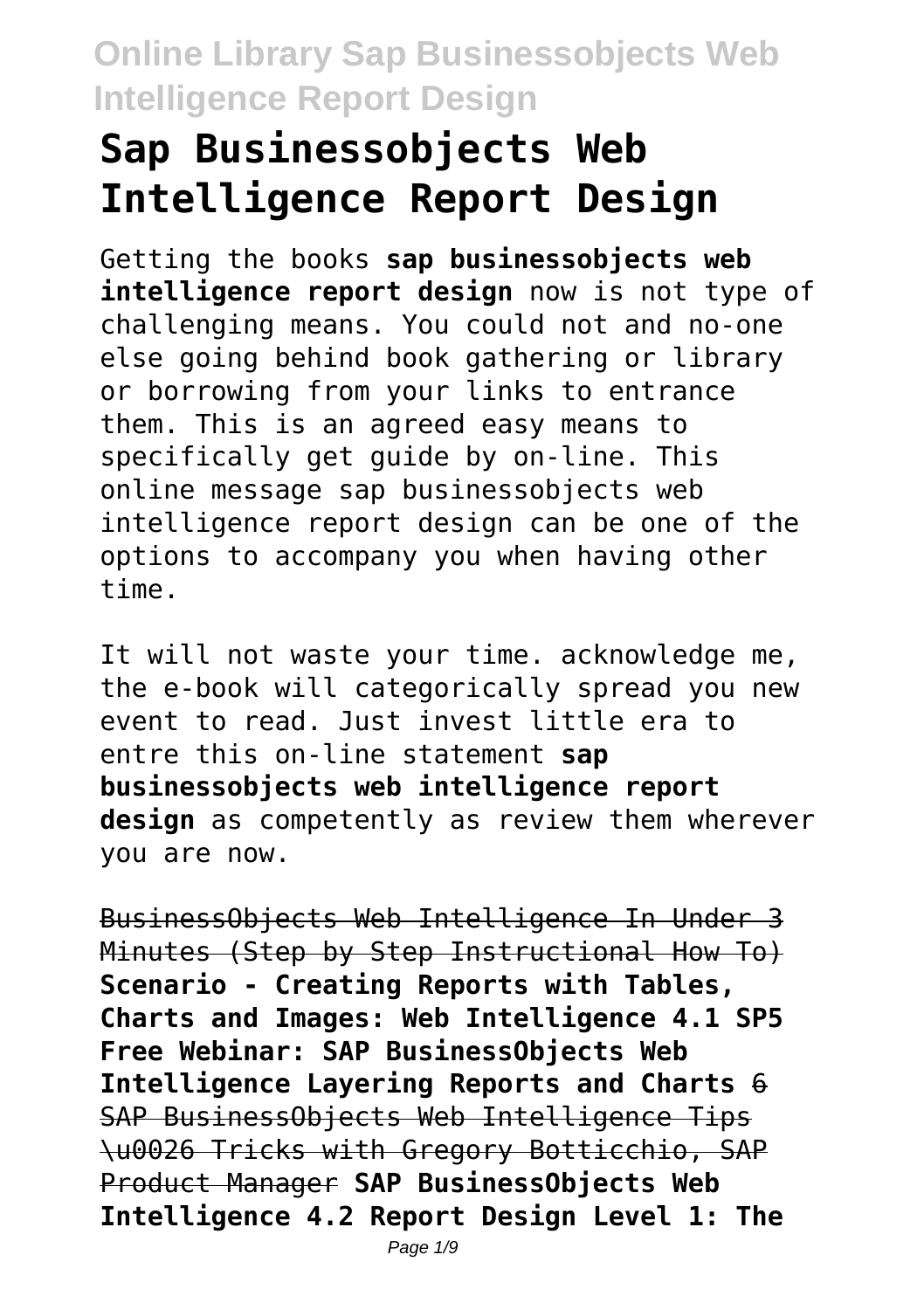# Sap Businessobjects Web Intelligence Report Design

Getting the books **sap businessobjects web intelligence report design** now is not type of challenging means. You could not and no-one else going behind book gathering or library or borrowing from your links to entrance them. This is an agreed easy means to specifically get guide by on-line. This online message sap businessobjects web intelligence report design can be one of the options to accompany you when having other time.

It will not waste your time. acknowledge me, the e-book will categorically spread you new event to read. Just invest little era to entre this on-line statement **sap businessobjects web intelligence report design** as competently as review them wherever you are now.

BusinessObjects Web Intelligence In Under 3 Minutes (Step by Step Instructional How To) **Scenario - Creating Reports with Tables, Charts and Images: Web Intelligence 4.1 SP5 Free Webinar: SAP BusinessObjects Web Intelligence Layering Reports and Charts** 6 SAP BusinessObjects Web Intelligence Tips \u0026 Tricks with Gregory Botticchio, SAP Product Manager **SAP BusinessObjects Web Intelligence 4.2 Report Design Level 1: The**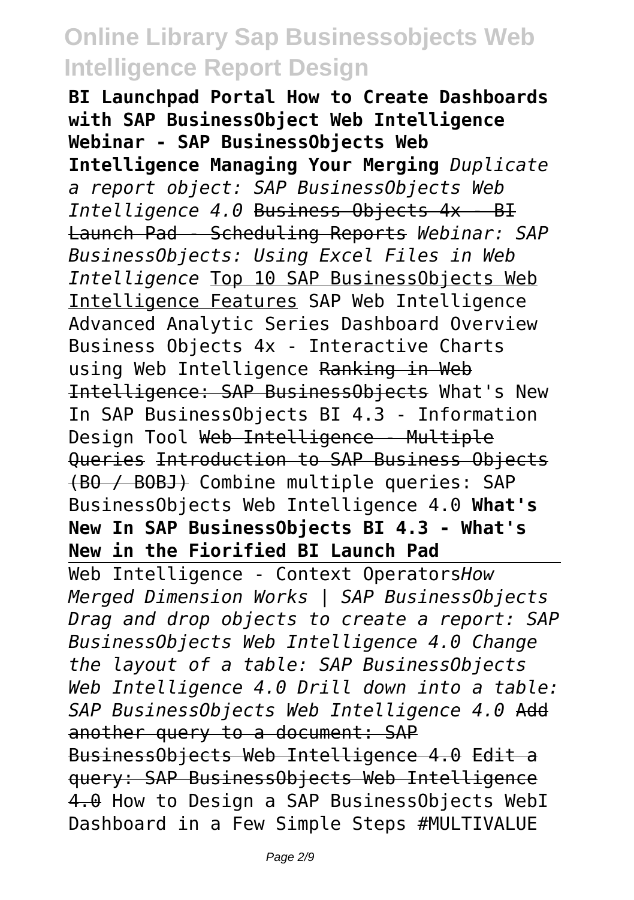**BI Launchpad Portal How to Create Dashboards with SAP BusinessObject Web Intelligence Webinar - SAP BusinessObjects Web Intelligence Managing Your Merging** *Duplicate a report object: SAP BusinessObjects Web Intelligence 4.0* ~~Business Objects 4x - BI Launch Pad - Scheduling Reports~~ *Webinar: SAP BusinessObjects: Using Excel Files in Web Intelligence* Top 10 SAP BusinessObjects Web Intelligence Features SAP Web Intelligence Advanced Analytic Series Dashboard Overview Business Objects 4x - Interactive Charts using Web Intelligence ~~Ranking in Web Intelligence: SAP BusinessObjects~~ What's New In SAP BusinessObjects BI 4.3 - Information Design Tool ~~Web Intelligence - Multiple Queries~~ ~~Introduction to SAP Business Objects (BO / BOBJ)~~ Combine multiple queries: SAP BusinessObjects Web Intelligence 4.0 **What's New In SAP BusinessObjects BI 4.3 - What's New in the Fiorified BI Launch Pad**

Web Intelligence - Context Operators*How Merged Dimension Works | SAP BusinessObjects Drag and drop objects to create a report: SAP BusinessObjects Web Intelligence 4.0 Change the layout of a table: SAP BusinessObjects Web Intelligence 4.0 Drill down into a table: SAP BusinessObjects Web Intelligence 4.0* ~~Add another query to a document: SAP BusinessObjects Web Intelligence 4.0~~ ~~Edit a query: SAP BusinessObjects Web Intelligence 4.0~~ How to Design a SAP BusinessObjects WebI Dashboard in a Few Simple Steps #MULTIVALUE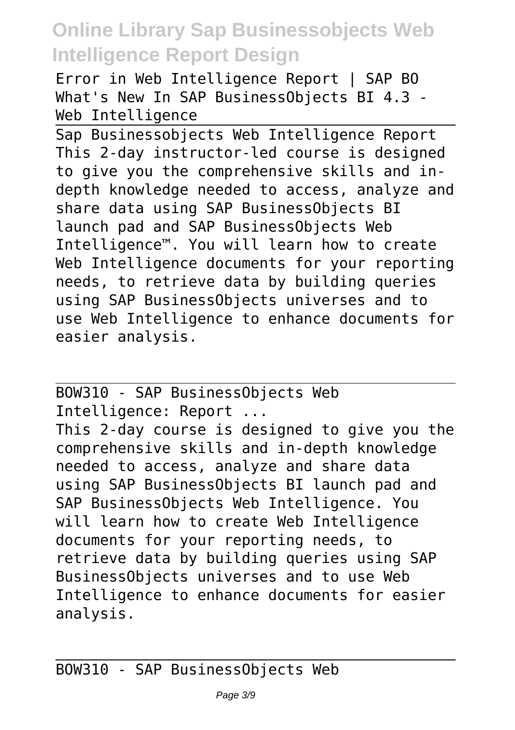Error in Web Intelligence Report | SAP BO
What's New In SAP BusinessObjects BI 4.3 - Web Intelligence

Sap Businessobjects Web Intelligence Report
This 2-day instructor-led course is designed to give you the comprehensive skills and in-depth knowledge needed to access, analyze and share data using SAP BusinessObjects BI launch pad and SAP BusinessObjects Web Intelligence™. You will learn how to create Web Intelligence documents for your reporting needs, to retrieve data by building queries using SAP BusinessObjects universes and to use Web Intelligence to enhance documents for easier analysis.

BOW310 - SAP BusinessObjects Web Intelligence: Report ...
This 2-day course is designed to give you the comprehensive skills and in-depth knowledge needed to access, analyze and share data using SAP BusinessObjects BI launch pad and SAP BusinessObjects Web Intelligence. You will learn how to create Web Intelligence documents for your reporting needs, to retrieve data by building queries using SAP BusinessObjects universes and to use Web Intelligence to enhance documents for easier analysis.

BOW310 - SAP BusinessObjects Web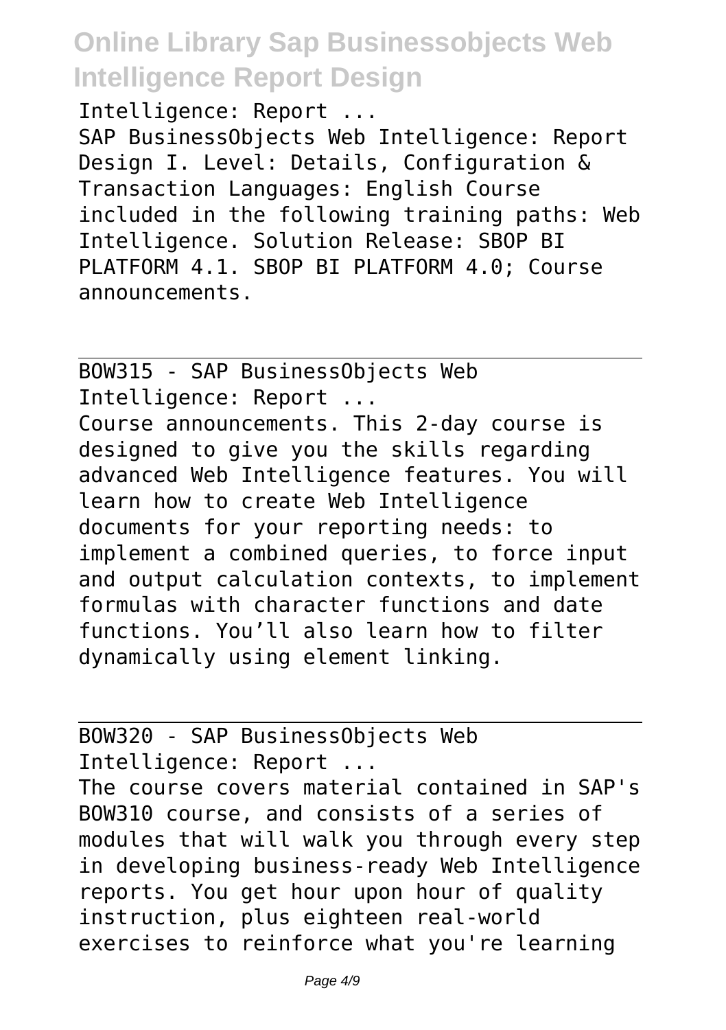Intelligence: Report ...

SAP BusinessObjects Web Intelligence: Report Design I. Level: Details, Configuration & Transaction Languages: English Course included in the following training paths: Web Intelligence. Solution Release: SBOP BI PLATFORM 4.1. SBOP BI PLATFORM 4.0; Course announcements.

BOW315 - SAP BusinessObjects Web Intelligence: Report ...

Course announcements. This 2-day course is designed to give you the skills regarding advanced Web Intelligence features. You will learn how to create Web Intelligence documents for your reporting needs: to implement a combined queries, to force input and output calculation contexts, to implement formulas with character functions and date functions. You'll also learn how to filter dynamically using element linking.

BOW320 - SAP BusinessObjects Web Intelligence: Report ...

The course covers material contained in SAP's BOW310 course, and consists of a series of modules that will walk you through every step in developing business-ready Web Intelligence reports. You get hour upon hour of quality instruction, plus eighteen real-world exercises to reinforce what you're learning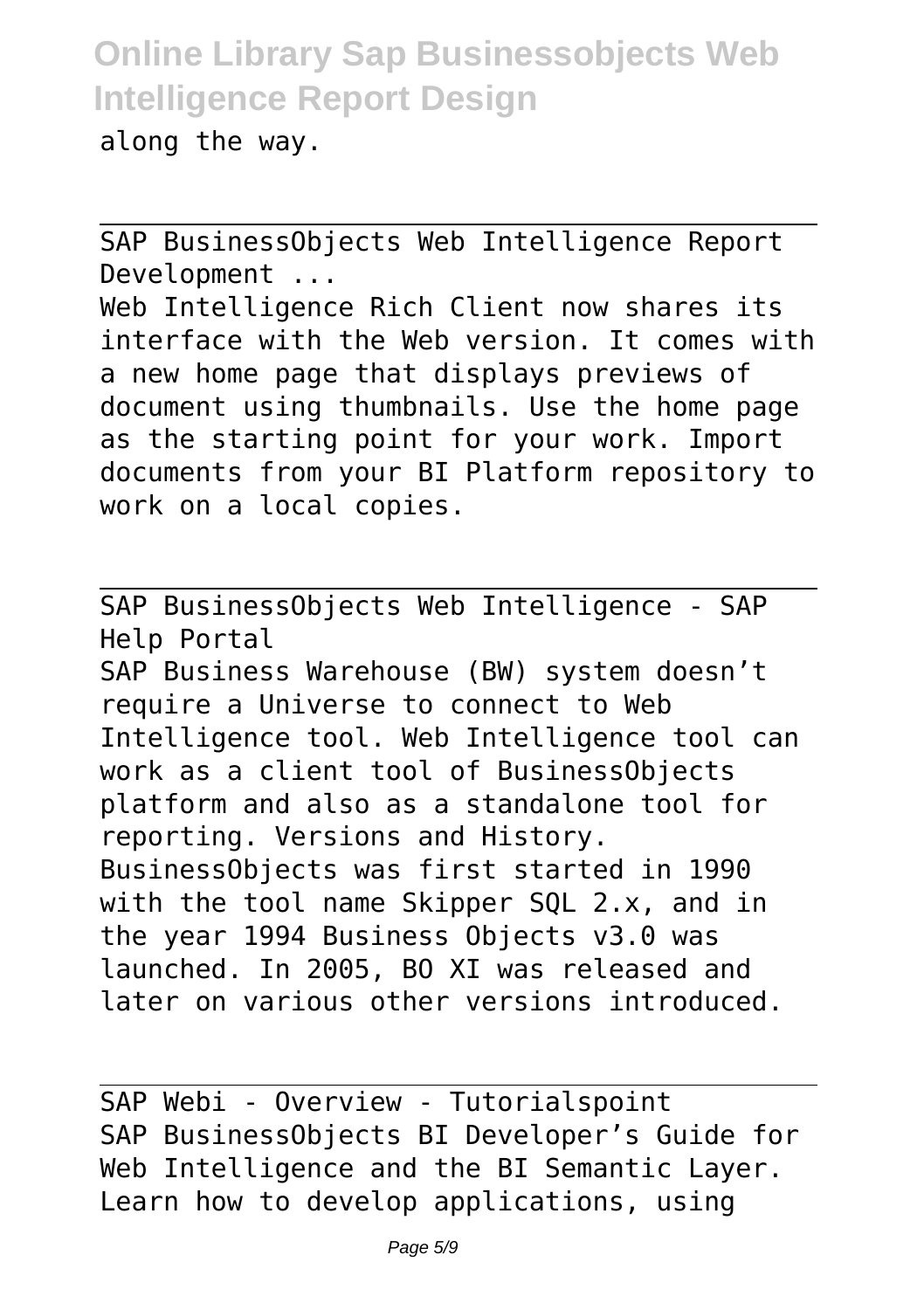along the way.

SAP BusinessObjects Web Intelligence Report Development ...

Web Intelligence Rich Client now shares its interface with the Web version. It comes with a new home page that displays previews of document using thumbnails. Use the home page as the starting point for your work. Import documents from your BI Platform repository to work on a local copies.

SAP BusinessObjects Web Intelligence - SAP Help Portal

SAP Business Warehouse (BW) system doesn't require a Universe to connect to Web Intelligence tool. Web Intelligence tool can work as a client tool of BusinessObjects platform and also as a standalone tool for reporting. Versions and History. BusinessObjects was first started in 1990 with the tool name Skipper SQL 2.x, and in the year 1994 Business Objects v3.0 was launched. In 2005, BO XI was released and later on various other versions introduced.

SAP Webi - Overview - Tutorialspoint

SAP BusinessObjects BI Developer's Guide for Web Intelligence and the BI Semantic Layer. Learn how to develop applications, using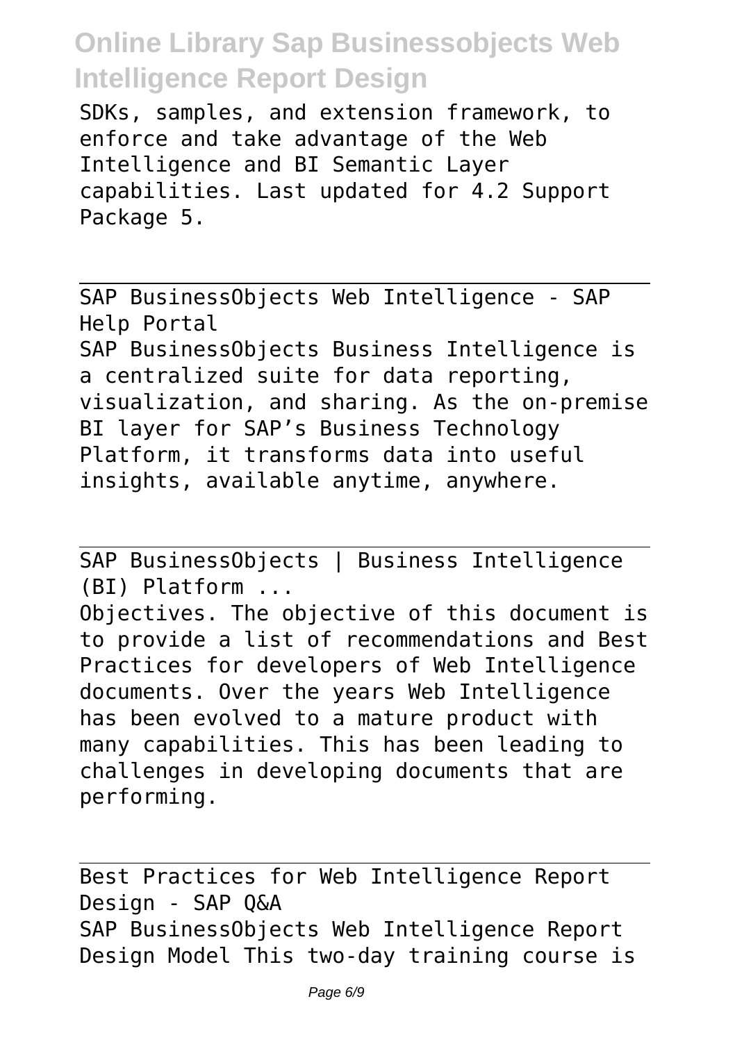SDKs, samples, and extension framework, to enforce and take advantage of the Web Intelligence and BI Semantic Layer capabilities. Last updated for 4.2 Support Package 5.

SAP BusinessObjects Web Intelligence - SAP Help Portal

SAP BusinessObjects Business Intelligence is a centralized suite for data reporting, visualization, and sharing. As the on-premise BI layer for SAP's Business Technology Platform, it transforms data into useful insights, available anytime, anywhere.

SAP BusinessObjects | Business Intelligence (BI) Platform ...

Objectives. The objective of this document is to provide a list of recommendations and Best Practices for developers of Web Intelligence documents. Over the years Web Intelligence has been evolved to a mature product with many capabilities. This has been leading to challenges in developing documents that are performing.

Best Practices for Web Intelligence Report Design - SAP Q&A

SAP BusinessObjects Web Intelligence Report Design Model This two-day training course is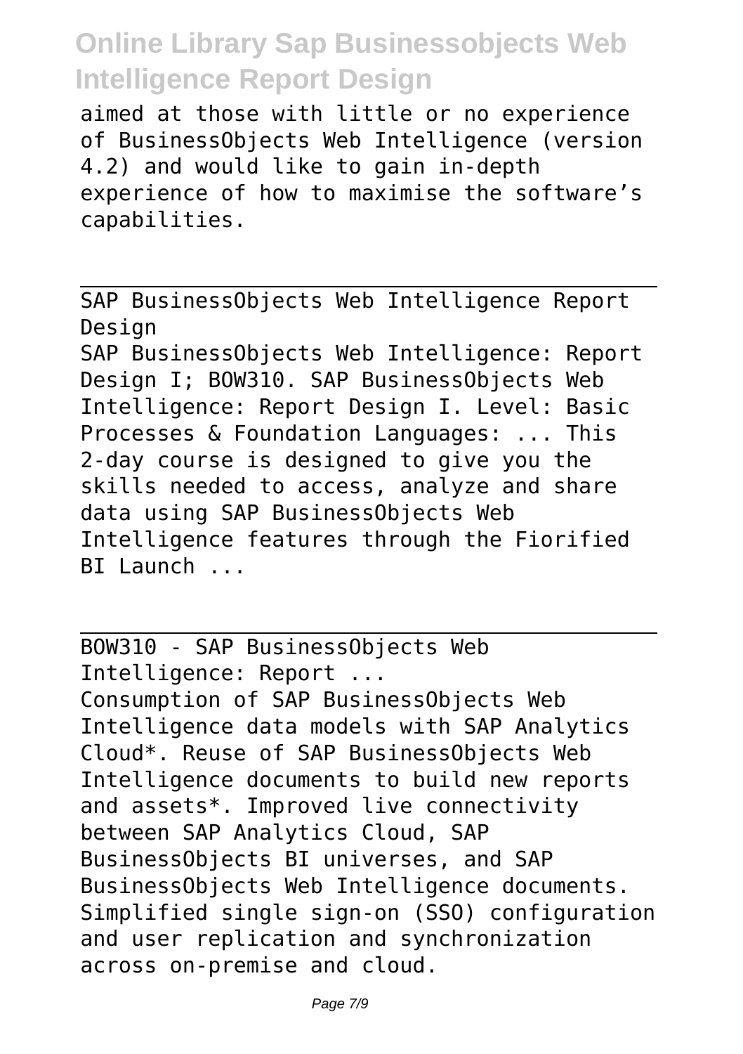aimed at those with little or no experience of BusinessObjects Web Intelligence (version 4.2) and would like to gain in-depth experience of how to maximise the software's capabilities.

## SAP BusinessObjects Web Intelligence Report Design

SAP BusinessObjects Web Intelligence: Report Design I; BOW310. SAP BusinessObjects Web Intelligence: Report Design I. Level: Basic Processes & Foundation Languages: ... This 2-day course is designed to give you the skills needed to access, analyze and share data using SAP BusinessObjects Web Intelligence features through the Fiorified BI Launch ...

## BOW310 - SAP BusinessObjects Web Intelligence: Report ...

Consumption of SAP BusinessObjects Web Intelligence data models with SAP Analytics Cloud*. Reuse of SAP BusinessObjects Web Intelligence documents to build new reports and assets*. Improved live connectivity between SAP Analytics Cloud, SAP BusinessObjects BI universes, and SAP BusinessObjects Web Intelligence documents. Simplified single sign-on (SSO) configuration and user replication and synchronization across on-premise and cloud.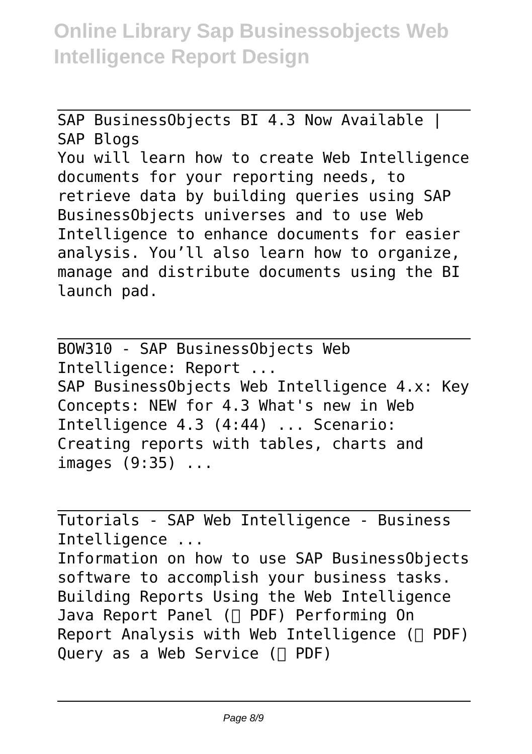SAP BusinessObjects BI 4.3 Now Available | SAP Blogs

You will learn how to create Web Intelligence documents for your reporting needs, to retrieve data by building queries using SAP BusinessObjects universes and to use Web Intelligence to enhance documents for easier analysis. You'll also learn how to organize, manage and distribute documents using the BI launch pad.

BOW310 - SAP BusinessObjects Web Intelligence: Report ...

SAP BusinessObjects Web Intelligence 4.x: Key Concepts: NEW for 4.3 What's new in Web Intelligence 4.3 (4:44) ... Scenario: Creating reports with tables, charts and images (9:35) ...

Tutorials - SAP Web Intelligence - Business Intelligence ...

Information on how to use SAP BusinessObjects software to accomplish your business tasks. Building Reports Using the Web Intelligence Java Report Panel ( PDF) Performing On Report Analysis with Web Intelligence ( PDF) Query as a Web Service ( PDF)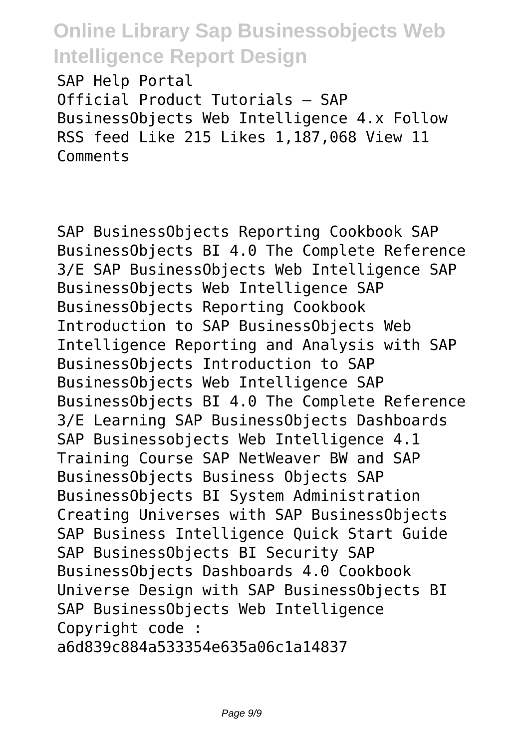SAP Help Portal
Official Product Tutorials – SAP BusinessObjects Web Intelligence 4.x Follow RSS feed Like 215 Likes 1,187,068 View 11 Comments

SAP BusinessObjects Reporting Cookbook SAP BusinessObjects BI 4.0 The Complete Reference 3/E SAP BusinessObjects Web Intelligence SAP BusinessObjects Web Intelligence SAP BusinessObjects Reporting Cookbook Introduction to SAP BusinessObjects Web Intelligence Reporting and Analysis with SAP BusinessObjects Introduction to SAP BusinessObjects Web Intelligence SAP BusinessObjects BI 4.0 The Complete Reference 3/E Learning SAP BusinessObjects Dashboards SAP Businessobjects Web Intelligence 4.1 Training Course SAP NetWeaver BW and SAP BusinessObjects Business Objects SAP BusinessObjects BI System Administration Creating Universes with SAP BusinessObjects SAP Business Intelligence Quick Start Guide SAP BusinessObjects BI Security SAP BusinessObjects Dashboards 4.0 Cookbook Universe Design with SAP BusinessObjects BI SAP BusinessObjects Web Intelligence
Copyright code : a6d839c884a533354e635a06c1a14837